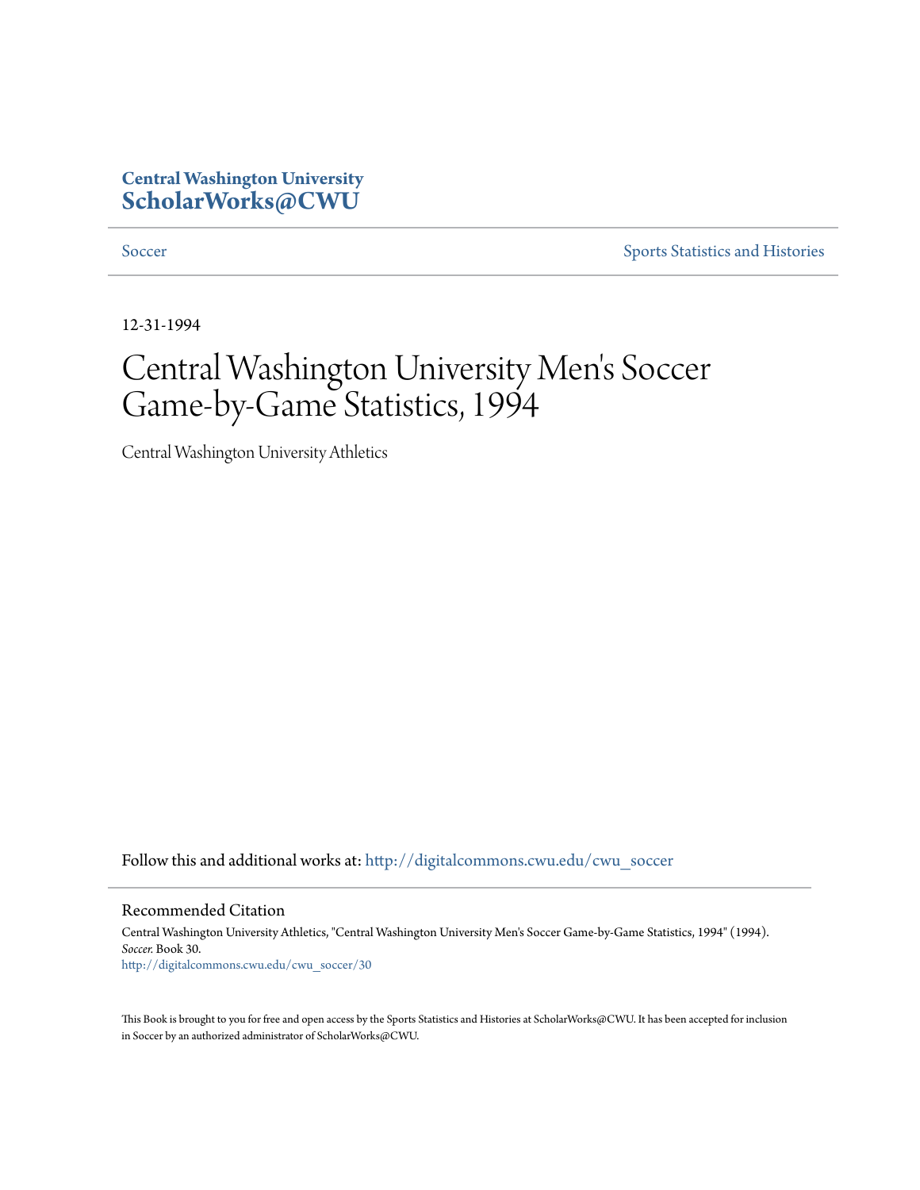**Central Washington University**
**ScholarWorks@CWU**

Soccer | Sports Statistics and Histories

12-31-1994

# Central Washington University Men's Soccer Game-by-Game Statistics, 1994

Central Washington University Athletics

Follow this and additional works at: http://digitalcommons.cwu.edu/cwu_soccer

## Recommended Citation

Central Washington University Athletics, "Central Washington University Men's Soccer Game-by-Game Statistics, 1994" (1994). *Soccer.* Book 30.
http://digitalcommons.cwu.edu/cwu_soccer/30

This Book is brought to you for free and open access by the Sports Statistics and Histories at ScholarWorks@CWU. It has been accepted for inclusion in Soccer by an authorized administrator of ScholarWorks@CWU.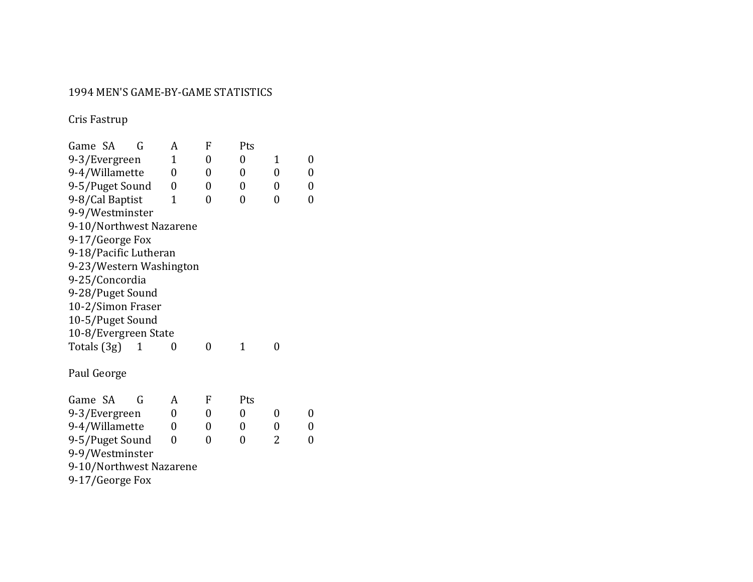1994 MEN'S GAME-BY-GAME STATISTICS

Cris Fastrup

| Game | SA | G | A | F | Pts |
|---|---|---|---|---|---|
| 9-3/Evergreen | 1 | 0 | 0 | 1 | 0 |
| 9-4/Willamette | 0 | 0 | 0 | 0 | 0 |
| 9-5/Puget Sound | 0 | 0 | 0 | 0 | 0 |
| 9-8/Cal Baptist | 1 | 0 | 0 | 0 | 0 |
| 9-9/Westminster | | | | | |
| 9-10/Northwest Nazarene | | | | | |
| 9-17/George Fox | | | | | |
| 9-18/Pacific Lutheran | | | | | |
| 9-23/Western Washington | | | | | |
| 9-25/Concordia | | | | | |
| 9-28/Puget Sound | | | | | |
| 10-2/Simon Fraser | | | | | |
| 10-5/Puget Sound | | | | | |
| 10-8/Evergreen State | | | | | |
| Totals (3g) | 1 | 0 | 0 | 1 | 0 |

Paul George

| Game | SA | G | A | F | Pts |
|---|---|---|---|---|---|
| 9-3/Evergreen | 0 | 0 | 0 | 0 | 0 |
| 9-4/Willamette | 0 | 0 | 0 | 0 | 0 |
| 9-5/Puget Sound | 0 | 0 | 0 | 2 | 0 |
| 9-9/Westminster | | | | | |
| 9-10/Northwest Nazarene | | | | | |
| 9-17/George Fox | | | | | |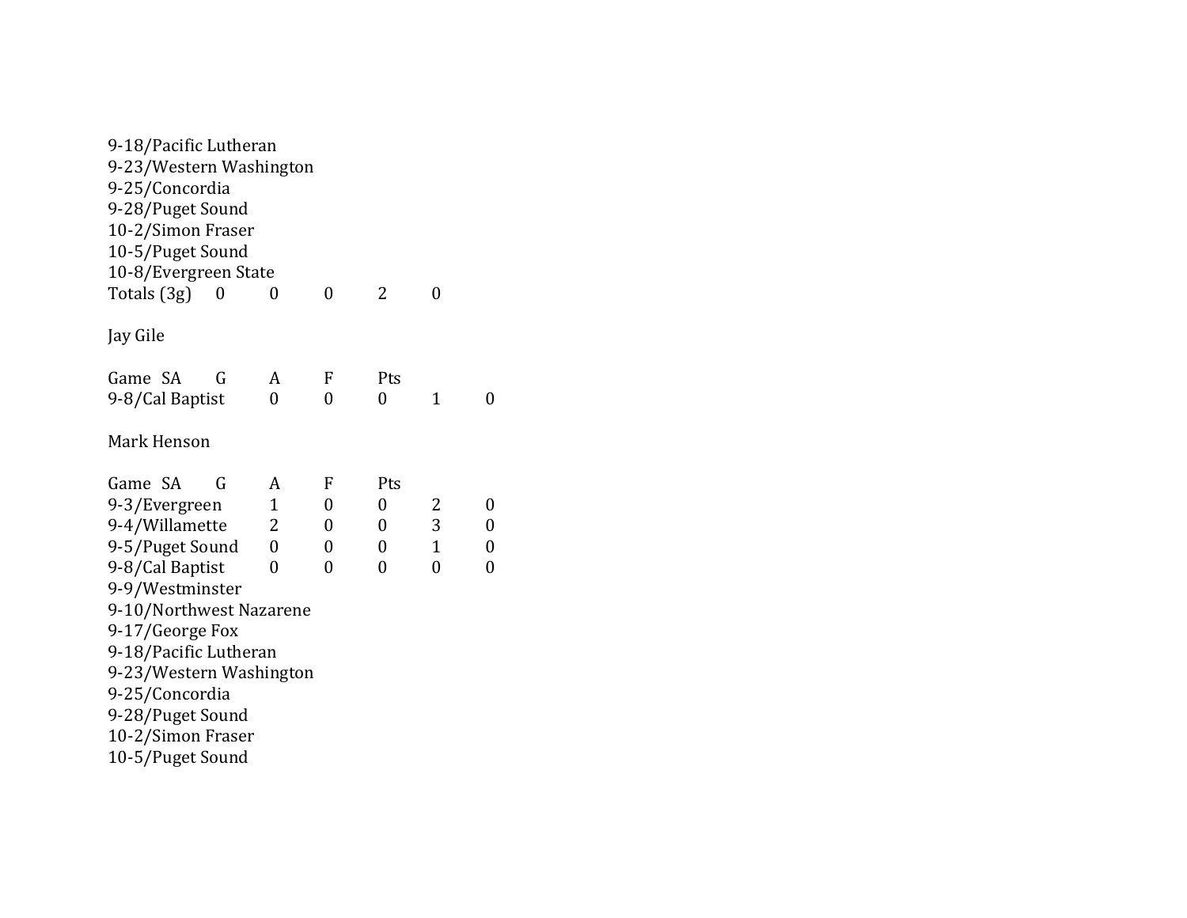9-18/Pacific Lutheran
9-23/Western Washington
9-25/Concordia
9-28/Puget Sound
10-2/Simon Fraser
10-5/Puget Sound
10-8/Evergreen State
Totals (3g) 0 0 0 2 0

Jay Gile

| Game | SA | G | A | F | Pts |
|---|---|---|---|---|---|
| 9-8/Cal Baptist | 0 | 0 | 0 | 1 | 0 |

Mark Henson

| Game | SA | G | A | F | Pts |
|---|---|---|---|---|---|
| 9-3/Evergreen | 1 | 0 | 0 | 2 | 0 |
| 9-4/Willamette | 2 | 0 | 0 | 3 | 0 |
| 9-5/Puget Sound | 0 | 0 | 0 | 1 | 0 |
| 9-8/Cal Baptist | 0 | 0 | 0 | 0 | 0 |
| 9-9/Westminster | | | | | |
| 9-10/Northwest Nazarene | | | | | |
| 9-17/George Fox | | | | | |
| 9-18/Pacific Lutheran | | | | | |
| 9-23/Western Washington | | | | | |
| 9-25/Concordia | | | | | |
| 9-28/Puget Sound | | | | | |
| 10-2/Simon Fraser | | | | | |
| 10-5/Puget Sound | | | | | |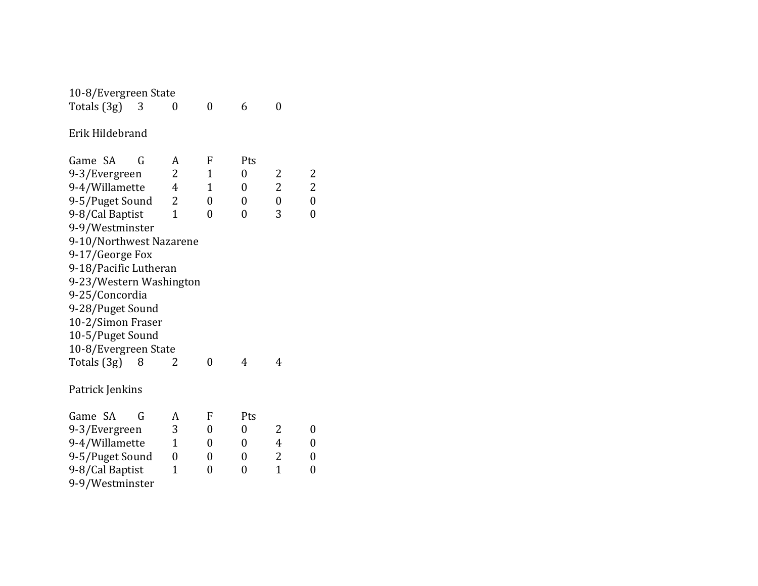| | | | | | |
|---|---|---|---|---|---|
| 10-8/Evergreen State | | | | | |
| Totals (3g) | 3 | 0 | 0 | 6 | 0 |

Erik Hildebrand

| Game | SA | G | A | F | Pts |
|---|---|---|---|---|---|
| 9-3/Evergreen | 2 | 1 | 0 | 2 | 2 |
| 9-4/Willamette | 4 | 1 | 0 | 2 | 2 |
| 9-5/Puget Sound | 2 | 0 | 0 | 0 | 0 |
| 9-8/Cal Baptist | 1 | 0 | 0 | 3 | 0 |
| 9-9/Westminster | | | | | |
| 9-10/Northwest Nazarene | | | | | |
| 9-17/George Fox | | | | | |
| 9-18/Pacific Lutheran | | | | | |
| 9-23/Western Washington | | | | | |
| 9-25/Concordia | | | | | |
| 9-28/Puget Sound | | | | | |
| 10-2/Simon Fraser | | | | | |
| 10-5/Puget Sound | | | | | |
| 10-8/Evergreen State | | | | | |
| Totals (3g) | 8 | 2 | 0 | 4 | 4 |

Patrick Jenkins

| Game | SA | G | A | F | Pts |
|---|---|---|---|---|---|
| 9-3/Evergreen | 3 | 0 | 0 | 2 | 0 |
| 9-4/Willamette | 1 | 0 | 0 | 4 | 0 |
| 9-5/Puget Sound | 0 | 0 | 0 | 2 | 0 |
| 9-8/Cal Baptist | 1 | 0 | 0 | 1 | 0 |
| 9-9/Westminster | | | | | |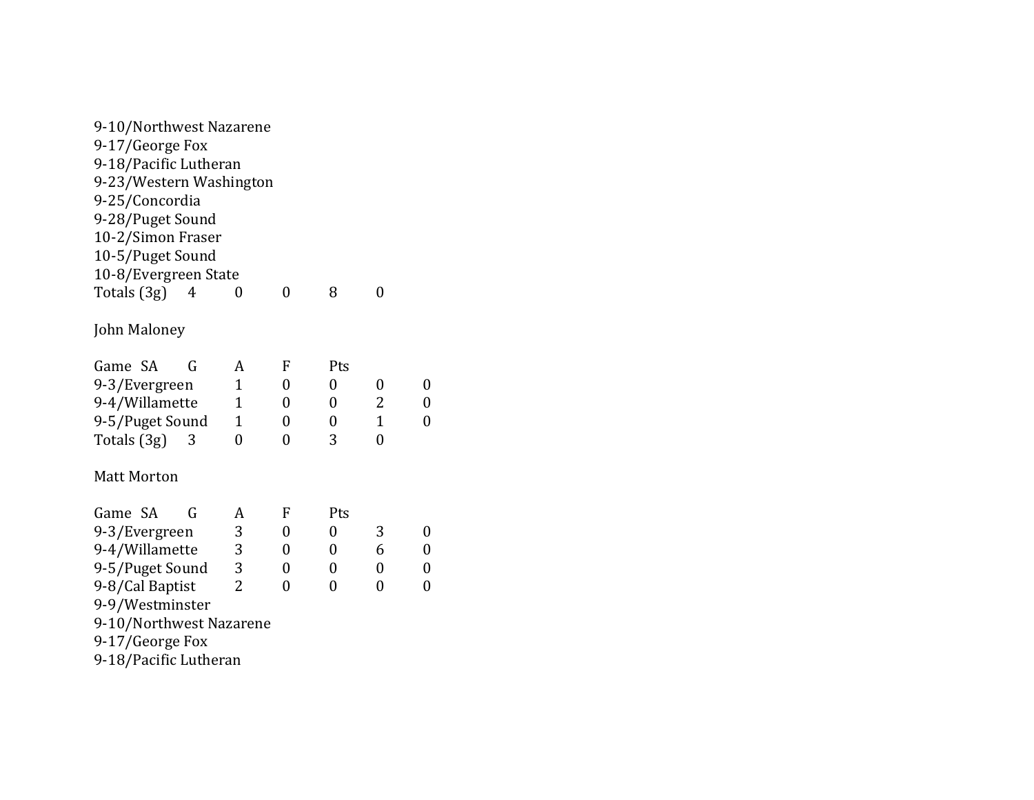| | | | | | |
|---|---|---|---|---|---|
| 9-10/Northwest Nazarene | | | | | |
| 9-17/George Fox | | | | | |
| 9-18/Pacific Lutheran | | | | | |
| 9-23/Western Washington | | | | | |
| 9-25/Concordia | | | | | |
| 9-28/Puget Sound | | | | | |
| 10-2/Simon Fraser | | | | | |
| 10-5/Puget Sound | | | | | |
| 10-8/Evergreen State | | | | | |
| Totals (3g) | 4 | 0 | 0 | 8 | 0 |

John Maloney

| Game | SA | G | A | F | Pts |
|---|---|---|---|---|---|
| 9-3/Evergreen | 1 | 0 | 0 | 0 | 0 |
| 9-4/Willamette | 1 | 0 | 0 | 2 | 0 |
| 9-5/Puget Sound | 1 | 0 | 0 | 1 | 0 |
| Totals (3g) | 3 | 0 | 0 | 3 | 0 |

Matt Morton

| Game | SA | G | A | F | Pts |
|---|---|---|---|---|---|
| 9-3/Evergreen | 3 | 0 | 0 | 3 | 0 |
| 9-4/Willamette | 3 | 0 | 0 | 6 | 0 |
| 9-5/Puget Sound | 3 | 0 | 0 | 0 | 0 |
| 9-8/Cal Baptist | 2 | 0 | 0 | 0 | 0 |
| 9-9/Westminster | | | | | |
| 9-10/Northwest Nazarene | | | | | |
| 9-17/George Fox | | | | | |
| 9-18/Pacific Lutheran | | | | | |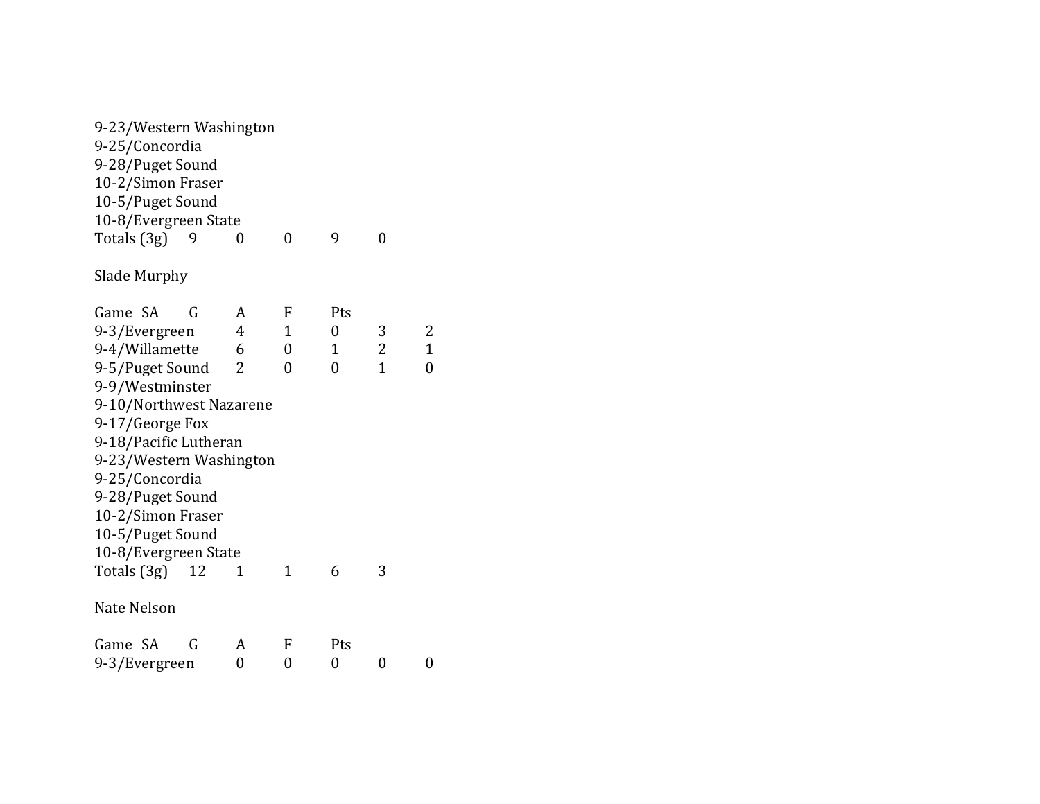| Game | SA | G | A | F | Pts |
|---|---|---|---|---|---|
| 9-23/Western Washington | | | | | |
| 9-25/Concordia | | | | | |
| 9-28/Puget Sound | | | | | |
| 10-2/Simon Fraser | | | | | |
| 10-5/Puget Sound | | | | | |
| 10-8/Evergreen State | | | | | |
| Totals (3g) | 9 | 0 | 0 | 9 | 0 |

Slade Murphy

| Game | SA | G | A | F | Pts |
|---|---|---|---|---|---|
| 9-3/Evergreen | 4 | 1 | 0 | 3 | 2 |
| 9-4/Willamette | 6 | 0 | 1 | 2 | 1 |
| 9-5/Puget Sound | 2 | 0 | 0 | 1 | 0 |
| 9-9/Westminster | | | | | |
| 9-10/Northwest Nazarene | | | | | |
| 9-17/George Fox | | | | | |
| 9-18/Pacific Lutheran | | | | | |
| 9-23/Western Washington | | | | | |
| 9-25/Concordia | | | | | |
| 9-28/Puget Sound | | | | | |
| 10-2/Simon Fraser | | | | | |
| 10-5/Puget Sound | | | | | |
| 10-8/Evergreen State | | | | | |
| Totals (3g) | 12 | 1 | 1 | 6 | 3 |

Nate Nelson

| Game | SA | G | A | F | Pts |
|---|---|---|---|---|---|
| 9-3/Evergreen | 0 | 0 | 0 | 0 | 0 |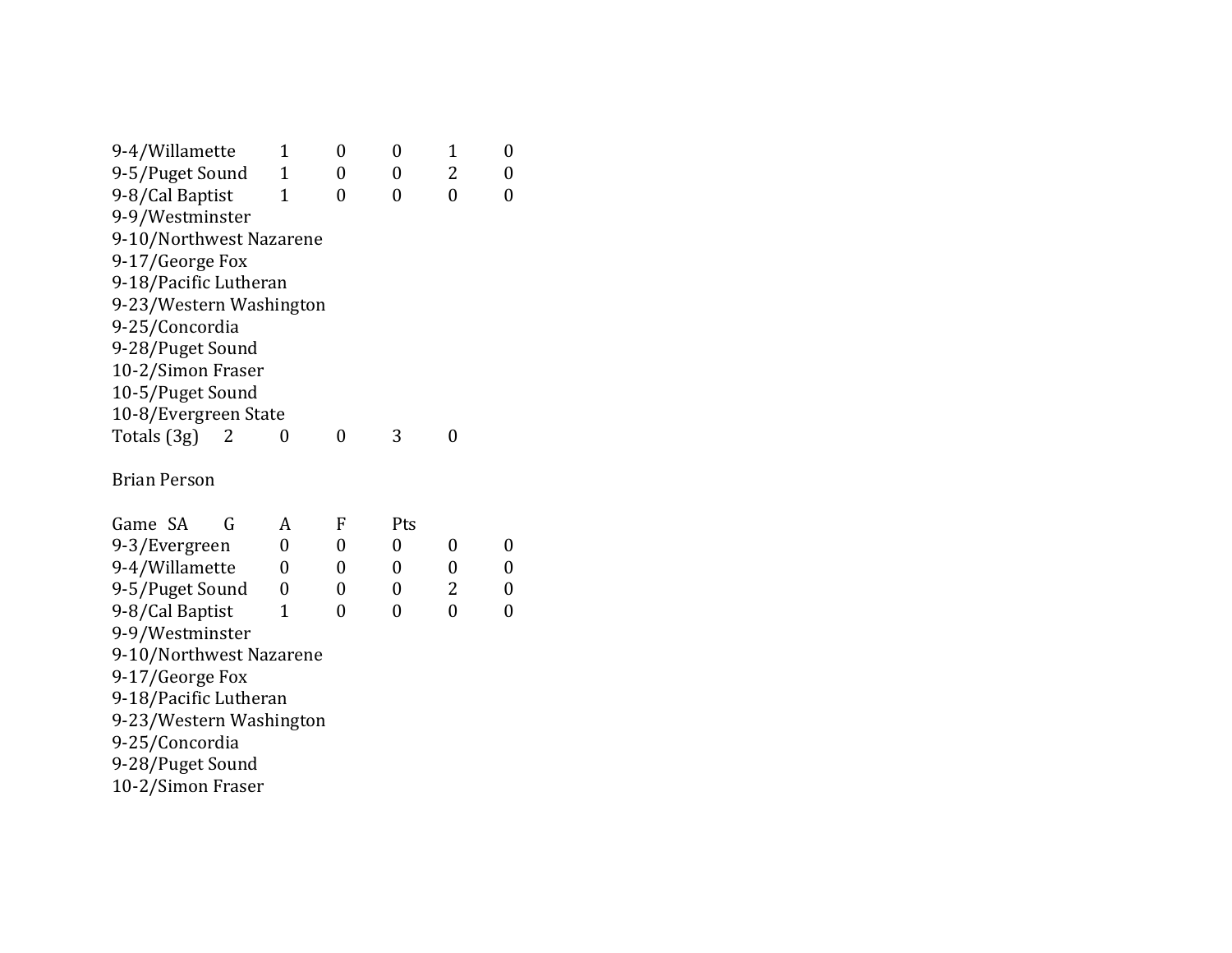| Game | SA | G | A | F | Pts |
|---|---|---|---|---|---|
| 9-4/Willamette | 1 | 0 | 0 | 1 | 0 |
| 9-5/Puget Sound | 1 | 0 | 0 | 2 | 0 |
| 9-8/Cal Baptist | 1 | 0 | 0 | 0 | 0 |
| 9-9/Westminster | | | | | |
| 9-10/Northwest Nazarene | | | | | |
| 9-17/George Fox | | | | | |
| 9-18/Pacific Lutheran | | | | | |
| 9-23/Western Washington | | | | | |
| 9-25/Concordia | | | | | |
| 9-28/Puget Sound | | | | | |
| 10-2/Simon Fraser | | | | | |
| 10-5/Puget Sound | | | | | |
| 10-8/Evergreen State | | | | | |
| Totals (3g) | 2 | 0 | 0 | 3 | 0 |

Brian Person

| Game | SA | G | A | F | Pts |
|---|---|---|---|---|---|
| 9-3/Evergreen | 0 | 0 | 0 | 0 | 0 |
| 9-4/Willamette | 0 | 0 | 0 | 0 | 0 |
| 9-5/Puget Sound | 0 | 0 | 0 | 2 | 0 |
| 9-8/Cal Baptist | 1 | 0 | 0 | 0 | 0 |
| 9-9/Westminster | | | | | |
| 9-10/Northwest Nazarene | | | | | |
| 9-17/George Fox | | | | | |
| 9-18/Pacific Lutheran | | | | | |
| 9-23/Western Washington | | | | | |
| 9-25/Concordia | | | | | |
| 9-28/Puget Sound | | | | | |
| 10-2/Simon Fraser | | | | | |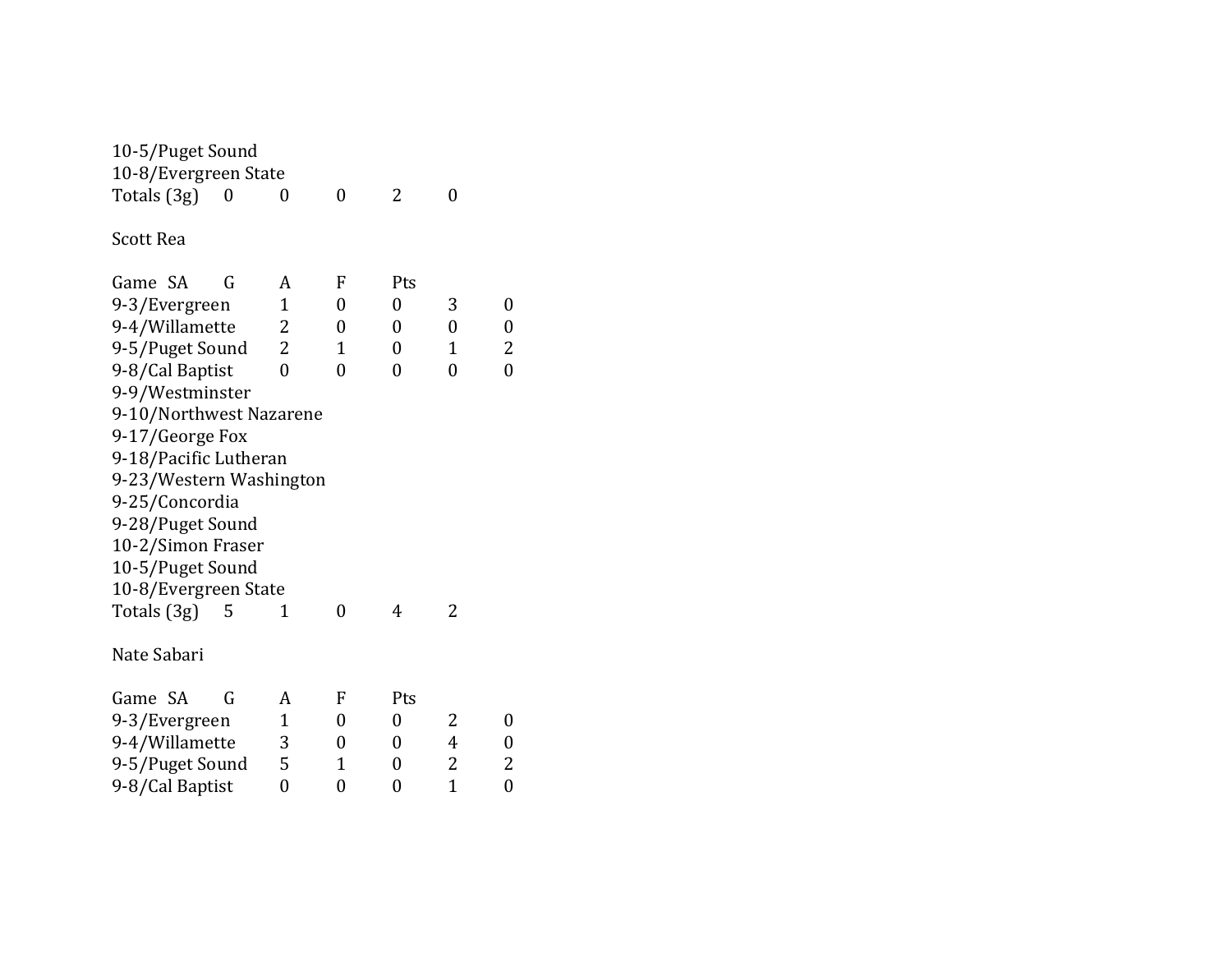| | | | | | |
|---|---|---|---|---|---|
| 10-5/Puget Sound | | | | | |
| 10-8/Evergreen State | | | | | |
| Totals (3g) | 0 | 0 | 0 | 2 | 0 |

Scott Rea

| Game | SA | G | A | F | Pts |
|---|---|---|---|---|---|
| 9-3/Evergreen | 1 | 0 | 0 | 3 | 0 |
| 9-4/Willamette | 2 | 0 | 0 | 0 | 0 |
| 9-5/Puget Sound | 2 | 1 | 0 | 1 | 2 |
| 9-8/Cal Baptist | 0 | 0 | 0 | 0 | 0 |
| 9-9/Westminster | | | | | |
| 9-10/Northwest Nazarene | | | | | |
| 9-17/George Fox | | | | | |
| 9-18/Pacific Lutheran | | | | | |
| 9-23/Western Washington | | | | | |
| 9-25/Concordia | | | | | |
| 9-28/Puget Sound | | | | | |
| 10-2/Simon Fraser | | | | | |
| 10-5/Puget Sound | | | | | |
| 10-8/Evergreen State | | | | | |
| Totals (3g) | 5 | 1 | 0 | 4 | 2 |

Nate Sabari

| Game | SA | G | A | F | Pts |
|---|---|---|---|---|---|
| 9-3/Evergreen | 1 | 0 | 0 | 2 | 0 |
| 9-4/Willamette | 3 | 0 | 0 | 4 | 0 |
| 9-5/Puget Sound | 5 | 1 | 0 | 2 | 2 |
| 9-8/Cal Baptist | 0 | 0 | 0 | 1 | 0 |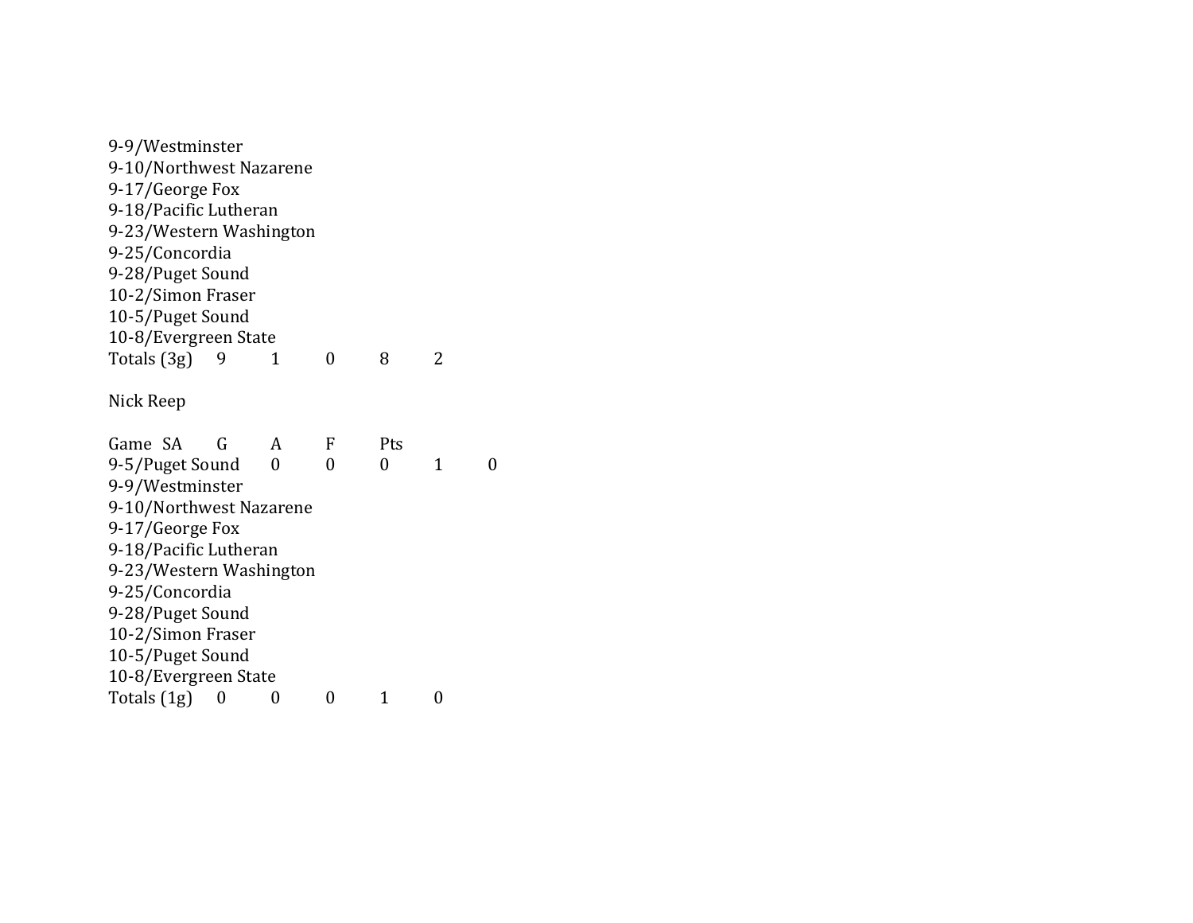| Game | SA | G | A | F | Pts |
|---|---|---|---|---|---|
| 9-9/Westminster | | | | | |
| 9-10/Northwest Nazarene | | | | | |
| 9-17/George Fox | | | | | |
| 9-18/Pacific Lutheran | | | | | |
| 9-23/Western Washington | | | | | |
| 9-25/Concordia | | | | | |
| 9-28/Puget Sound | | | | | |
| 10-2/Simon Fraser | | | | | |
| 10-5/Puget Sound | | | | | |
| 10-8/Evergreen State | | | | | |
| Totals (3g) | 9 | 1 | 0 | 8 | 2 |

Nick Reep

| Game | SA | G | A | F | Pts |
|---|---|---|---|---|---|
| 9-5/Puget Sound | 0 | 0 | 0 | 1 | 0 |
| 9-9/Westminster | | | | | |
| 9-10/Northwest Nazarene | | | | | |
| 9-17/George Fox | | | | | |
| 9-18/Pacific Lutheran | | | | | |
| 9-23/Western Washington | | | | | |
| 9-25/Concordia | | | | | |
| 9-28/Puget Sound | | | | | |
| 10-2/Simon Fraser | | | | | |
| 10-5/Puget Sound | | | | | |
| 10-8/Evergreen State | | | | | |
| Totals (1g) | 0 | 0 | 0 | 1 | 0 |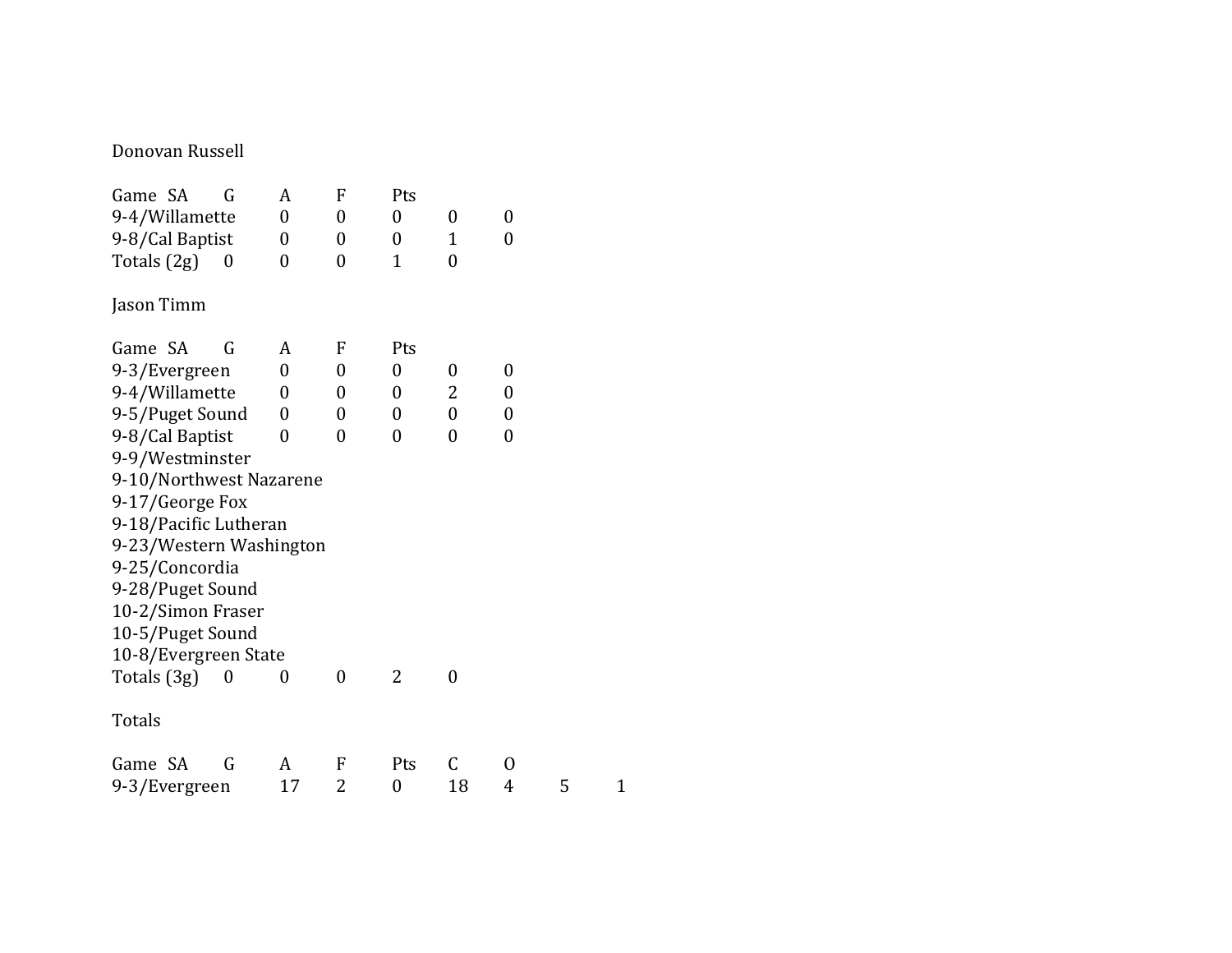Donovan Russell

| Game | SA | G | A | F | Pts | |
|---|---|---|---|---|---|---|
| 9-4/Willamette | | | 0 | 0 | 0 | 0 | 0 |
| 9-8/Cal Baptist | | | 0 | 0 | 0 | 1 | 0 |
| Totals (2g) | | 0 | 0 | 0 | 1 | 0 | |

Jason Timm

| Game | SA | G | A | F | Pts | | |
|---|---|---|---|---|---|---|---|
| 9-3/Evergreen | | | 0 | 0 | 0 | 0 | 0 |
| 9-4/Willamette | | | 0 | 0 | 0 | 2 | 0 |
| 9-5/Puget Sound | | | 0 | 0 | 0 | 0 | 0 |
| 9-8/Cal Baptist | | | 0 | 0 | 0 | 0 | 0 |
| 9-9/Westminster | | | | | | | |
| 9-10/Northwest Nazarene | | | | | | | |
| 9-17/George Fox | | | | | | | |
| 9-18/Pacific Lutheran | | | | | | | |
| 9-23/Western Washington | | | | | | | |
| 9-25/Concordia | | | | | | | |
| 9-28/Puget Sound | | | | | | | |
| 10-2/Simon Fraser | | | | | | | |
| 10-5/Puget Sound | | | | | | | |
| 10-8/Evergreen State | | | | | | | |
| Totals (3g) | | 0 | 0 | 0 | 2 | 0 | |

Totals

| Game | SA | G | A | F | Pts | C | O | | |
|---|---|---|---|---|---|---|---|---|---|
| 9-3/Evergreen | | | 17 | 2 | 0 | 18 | 4 | 5 | 1 |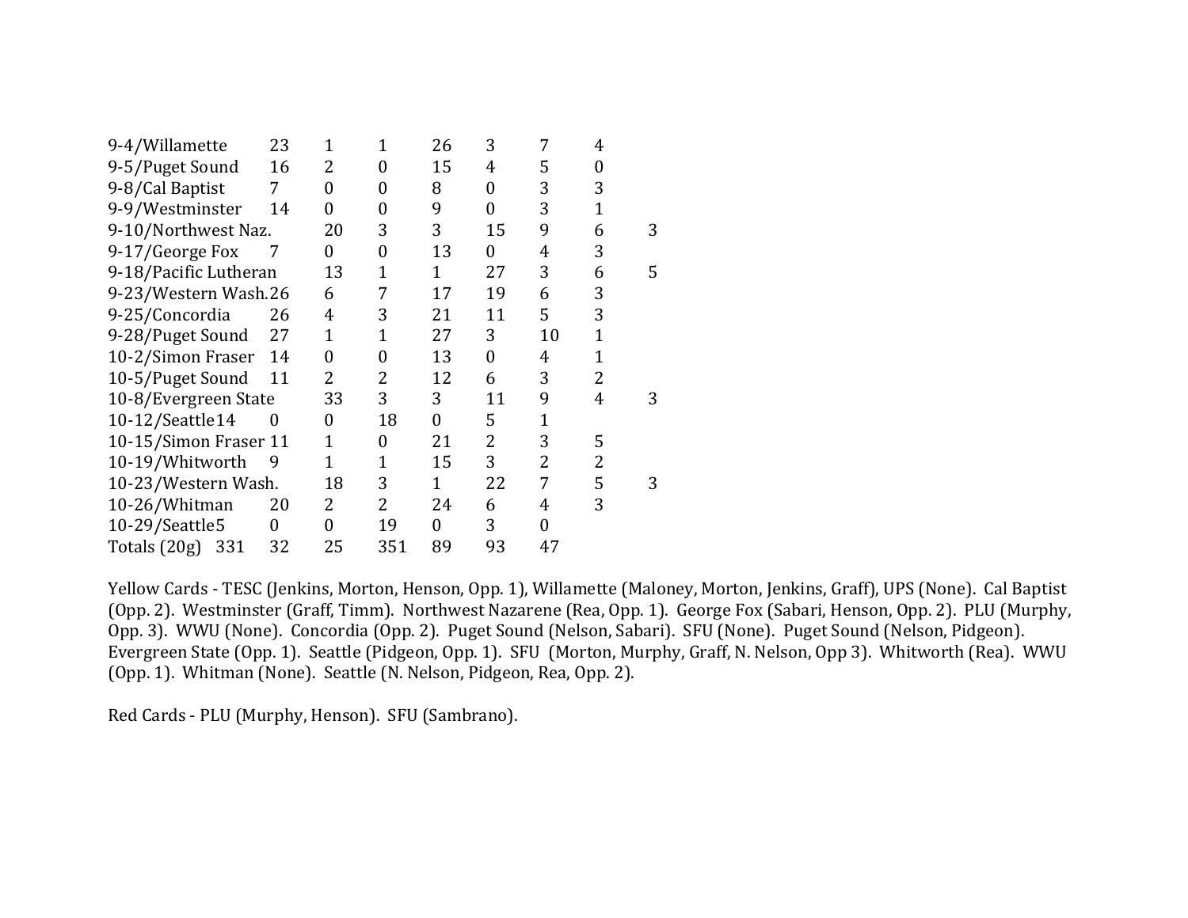| | | | | | | | |
|---|---|---|---|---|---|---|---|
| 9-4/Willamette | 23 | 1 | 1 | 26 | 3 | 7 | 4 |
| 9-5/Puget Sound | 16 | 2 | 0 | 15 | 4 | 5 | 0 |
| 9-8/Cal Baptist | 7 | 0 | 0 | 8 | 0 | 3 | 3 |
| 9-9/Westminster | 14 | 0 | 0 | 9 | 0 | 3 | 1 |
| 9-10/Northwest Naz. | 20 | 3 | 3 | 15 | 9 | 6 | 3 |
| 9-17/George Fox | 7 | 0 | 0 | 13 | 0 | 4 | 3 |
| 9-18/Pacific Lutheran | 13 | 1 | 1 | 27 | 3 | 6 | 5 |
| 9-23/Western Wash. | 26 | 6 | 7 | 17 | 19 | 6 | 3 |
| 9-25/Concordia | 26 | 4 | 3 | 21 | 11 | 5 | 3 |
| 9-28/Puget Sound | 27 | 1 | 1 | 27 | 3 | 10 | 1 |
| 10-2/Simon Fraser | 14 | 0 | 0 | 13 | 0 | 4 | 1 |
| 10-5/Puget Sound | 11 | 2 | 2 | 12 | 6 | 3 | 2 |
| 10-8/Evergreen State | 33 | 3 | 3 | 11 | 9 | 4 | 3 |
| 10-12/Seattle | 14 | 0 | 0 | 18 | 0 | 5 | 1 |
| 10-15/Simon Fraser | 11 | 1 | 0 | 21 | 2 | 3 | 5 |
| 10-19/Whitworth | 9 | 1 | 1 | 15 | 3 | 2 | 2 |
| 10-23/Western Wash. | 18 | 3 | 1 | 22 | 7 | 5 | 3 |
| 10-26/Whitman | 20 | 2 | 2 | 24 | 6 | 4 | 3 |
| 10-29/Seattle | 5 | 0 | 0 | 19 | 0 | 3 | 0 |
| Totals (20g) | 331 | 32 | 25 | 351 | 89 | 93 | 47 |

Yellow Cards - TESC (Jenkins, Morton, Henson, Opp. 1), Willamette (Maloney, Morton, Jenkins, Graff), UPS (None). Cal Baptist (Opp. 2). Westminster (Graff, Timm). Northwest Nazarene (Rea, Opp. 1). George Fox (Sabari, Henson, Opp. 2). PLU (Murphy, Opp. 3). WWU (None). Concordia (Opp. 2). Puget Sound (Nelson, Sabari). SFU (None). Puget Sound (Nelson, Pidgeon). Evergreen State (Opp. 1). Seattle (Pidgeon, Opp. 1). SFU (Morton, Murphy, Graff, N. Nelson, Opp 3). Whitworth (Rea). WWU (Opp. 1). Whitman (None). Seattle (N. Nelson, Pidgeon, Rea, Opp. 2).

Red Cards - PLU (Murphy, Henson). SFU (Sambrano).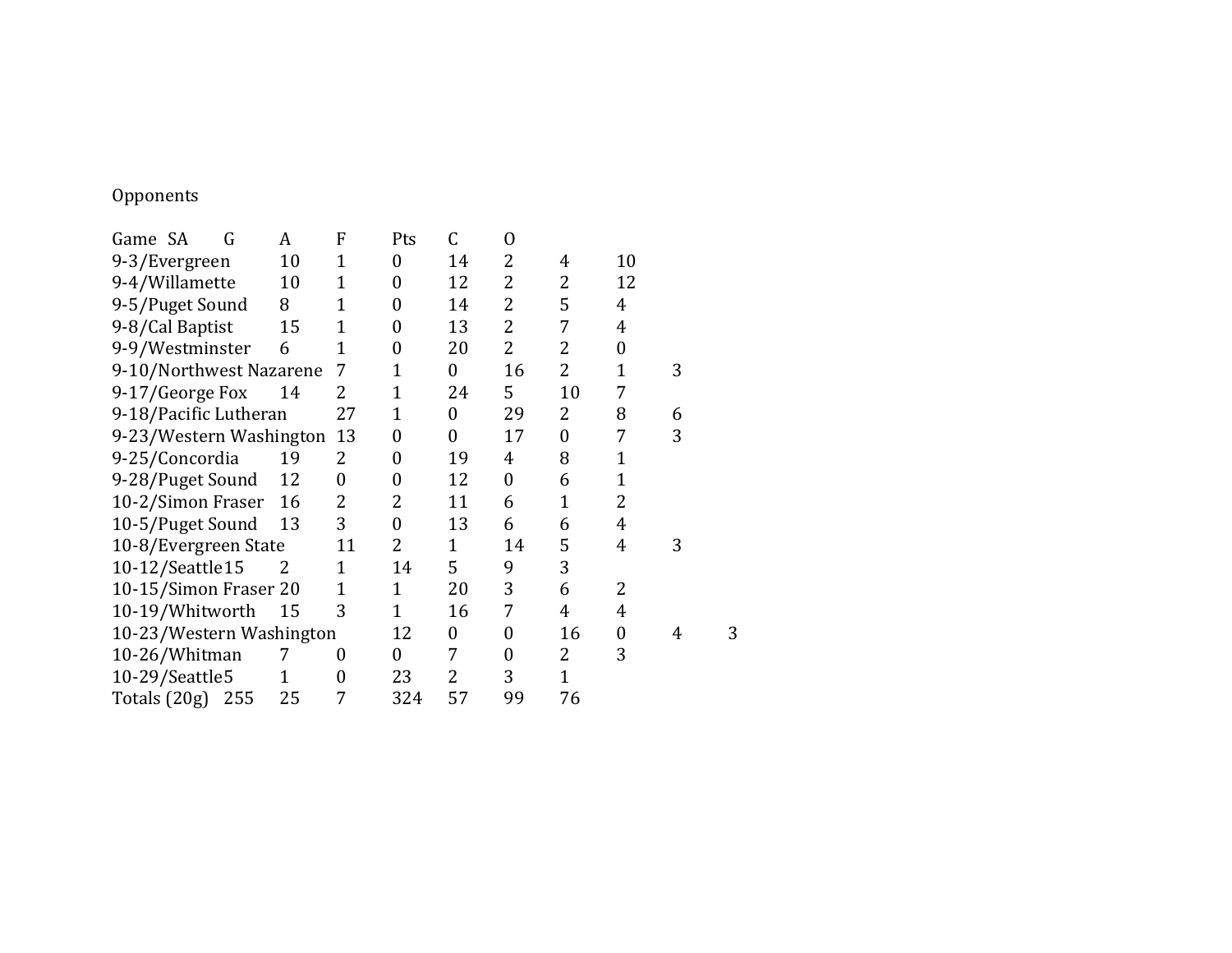Opponents

| Game | SA | G | A | F | Pts | C | O |
|---|---|---|---|---|---|---|---|
| 9-3/Evergreen | 10 | 1 | 0 | 14 | 2 | 4 | 10 |
| 9-4/Willamette | 10 | 1 | 0 | 12 | 2 | 2 | 12 |
| 9-5/Puget Sound | 8 | 1 | 0 | 14 | 2 | 5 | 4 |
| 9-8/Cal Baptist | 15 | 1 | 0 | 13 | 2 | 7 | 4 |
| 9-9/Westminster | 6 | 1 | 0 | 20 | 2 | 2 | 0 |
| 9-10/Northwest Nazarene | 7 | 1 | 0 | 16 | 2 | 1 | 3 |
| 9-17/George Fox | 14 | 2 | 1 | 24 | 5 | 10 | 7 |
| 9-18/Pacific Lutheran | 27 | 1 | 0 | 29 | 2 | 8 | 6 |
| 9-23/Western Washington | 13 | 0 | 0 | 17 | 0 | 7 | 3 |
| 9-25/Concordia | 19 | 2 | 0 | 19 | 4 | 8 | 1 |
| 9-28/Puget Sound | 12 | 0 | 0 | 12 | 0 | 6 | 1 |
| 10-2/Simon Fraser | 16 | 2 | 2 | 11 | 6 | 1 | 2 |
| 10-5/Puget Sound | 13 | 3 | 0 | 13 | 6 | 6 | 4 |
| 10-8/Evergreen State | 11 | 2 | 1 | 14 | 5 | 4 | 3 |
| 10-12/Seattle | 15 | 2 | 1 | 14 | 5 | 9 | 3 |
| 10-15/Simon Fraser | 20 | 1 | 1 | 20 | 3 | 6 | 2 |
| 10-19/Whitworth | 15 | 3 | 1 | 16 | 7 | 4 | 4 |
| 10-23/Western Washington | 12 | 0 | 0 | 16 | 0 | 4 | 3 |
| 10-26/Whitman | 7 | 0 | 0 | 7 | 0 | 2 | 3 |
| 10-29/Seattle | 5 | 1 | 0 | 23 | 2 | 3 | 1 |
| Totals (20g) | 255 | 25 | 7 | 324 | 57 | 99 | 76 |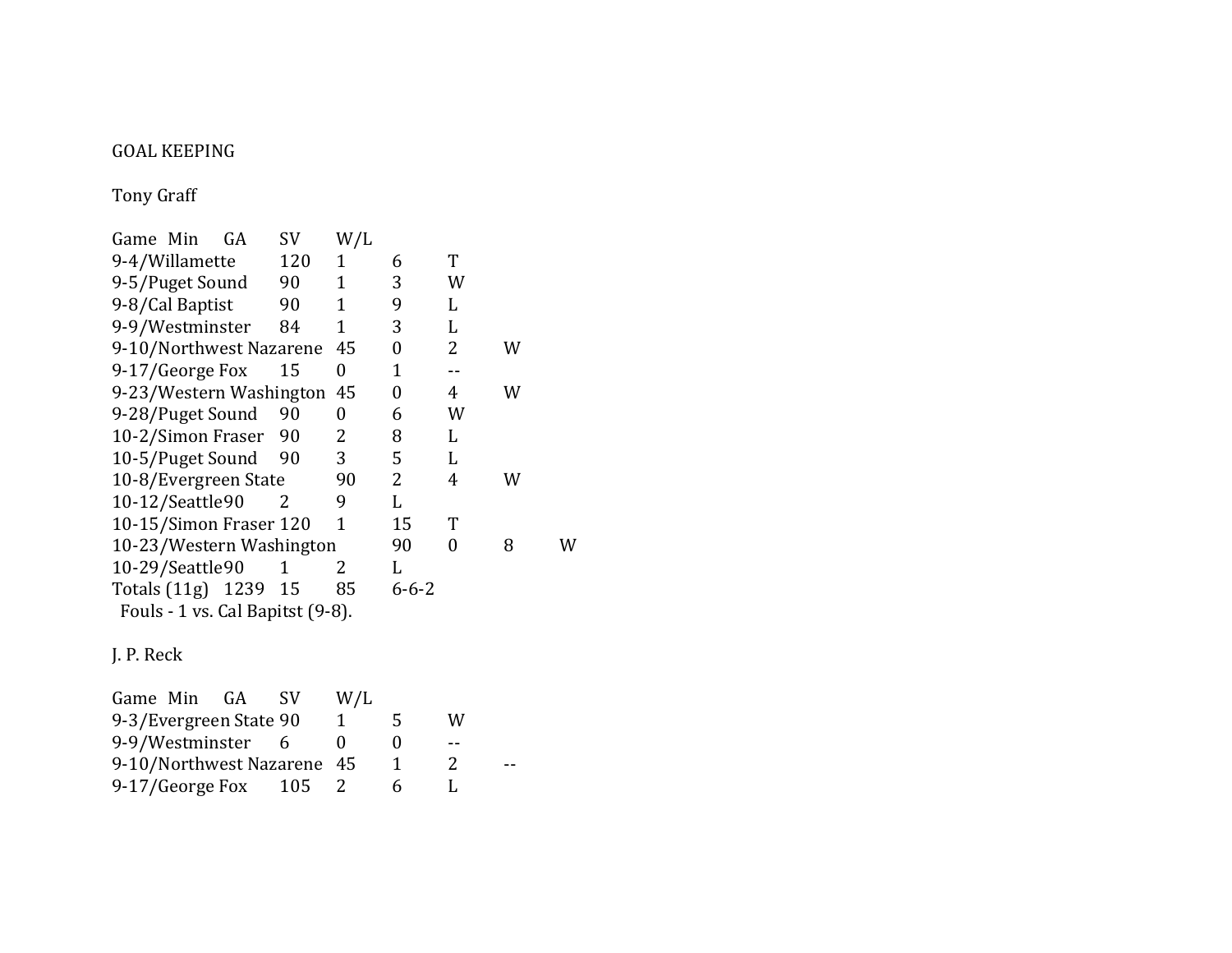GOAL KEEPING

Tony Graff

| Game | Min | GA | SV | W/L |
|---|---|---|---|---|
| 9-4/Willamette | 120 | 1 | 6 | T |
| 9-5/Puget Sound | 90 | 1 | 3 | W |
| 9-8/Cal Baptist | 90 | 1 | 9 | L |
| 9-9/Westminster | 84 | 1 | 3 | L |
| 9-10/Northwest Nazarene | 45 | 0 | 2 | W |
| 9-17/George Fox | 15 | 0 | 1 | -- |
| 9-23/Western Washington | 45 | 0 | 4 | W |
| 9-28/Puget Sound | 90 | 0 | 6 | W |
| 10-2/Simon Fraser | 90 | 2 | 8 | L |
| 10-5/Puget Sound | 90 | 3 | 5 | L |
| 10-8/Evergreen State | 90 | 2 | 4 | W |
| 10-12/Seattle | 90 | 2 | 9 | L |
| 10-15/Simon Fraser | 120 | 1 | 15 | T |
| 10-23/Western Washington | 90 | 0 | 8 | W |
| 10-29/Seattle | 90 | 1 | 2 | L |
| Totals (11g) | 1239 | 15 | 85 | 6-6-2 |

Fouls - 1 vs. Cal Bapitst (9-8).

J. P. Reck

| Game | Min | GA | SV | W/L |
|---|---|---|---|---|
| 9-3/Evergreen State | 90 | 1 | 5 | W |
| 9-9/Westminster | 6 | 0 | 0 | -- |
| 9-10/Northwest Nazarene | 45 | 1 | 2 | -- |
| 9-17/George Fox | 105 | 2 | 6 | L |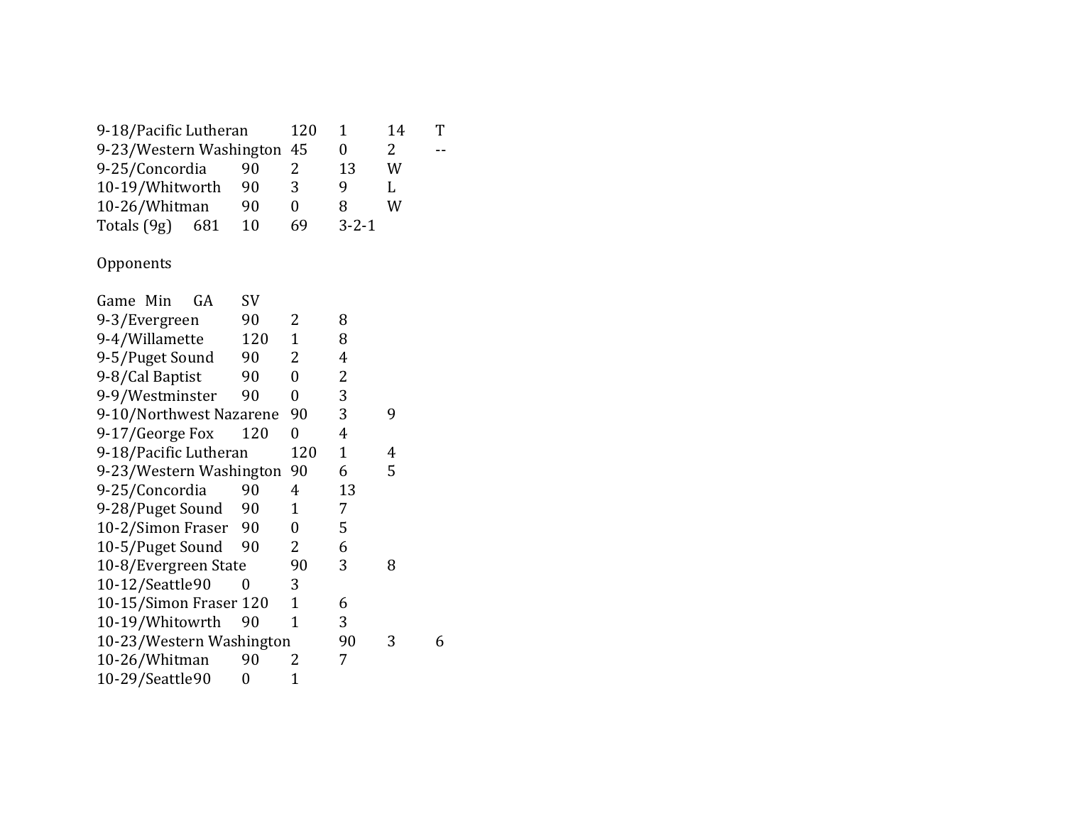| Game | Min | GA | SV | Result |
|---|---|---|---|---|
| 9-18/Pacific Lutheran | 120 | 1 | 14 | T |
| 9-23/Western Washington | 45 | 0 | 2 | -- |
| 9-25/Concordia | 90 | 2 | 13 | W |
| 10-19/Whitworth | 90 | 3 | 9 | L |
| 10-26/Whitman | 90 | 0 | 8 | W |
| Totals (9g) | 681 | 10 | 69 | 3-2-1 |

Opponents

| Game | Min | GA | SV |
|---|---|---|---|
| 9-3/Evergreen | 90 | 2 | 8 |
| 9-4/Willamette | 120 | 1 | 8 |
| 9-5/Puget Sound | 90 | 2 | 4 |
| 9-8/Cal Baptist | 90 | 0 | 2 |
| 9-9/Westminster | 90 | 0 | 3 |
| 9-10/Northwest Nazarene | 90 | 3 | 9 |
| 9-17/George Fox | 120 | 0 | 4 |
| 9-18/Pacific Lutheran | 120 | 1 | 4 |
| 9-23/Western Washington | 90 | 6 | 5 |
| 9-25/Concordia | 90 | 4 | 13 |
| 9-28/Puget Sound | 90 | 1 | 7 |
| 10-2/Simon Fraser | 90 | 0 | 5 |
| 10-5/Puget Sound | 90 | 2 | 6 |
| 10-8/Evergreen State | 90 | 3 | 8 |
| 10-12/Seattle | 90 | 0 | 3 |
| 10-15/Simon Fraser | 120 | 1 | 6 |
| 10-19/Whitowrth | 90 | 1 | 3 |
| 10-23/Western Washington | 90 | 3 | 6 |
| 10-26/Whitman | 90 | 2 | 7 |
| 10-29/Seattle | 90 | 0 | 1 |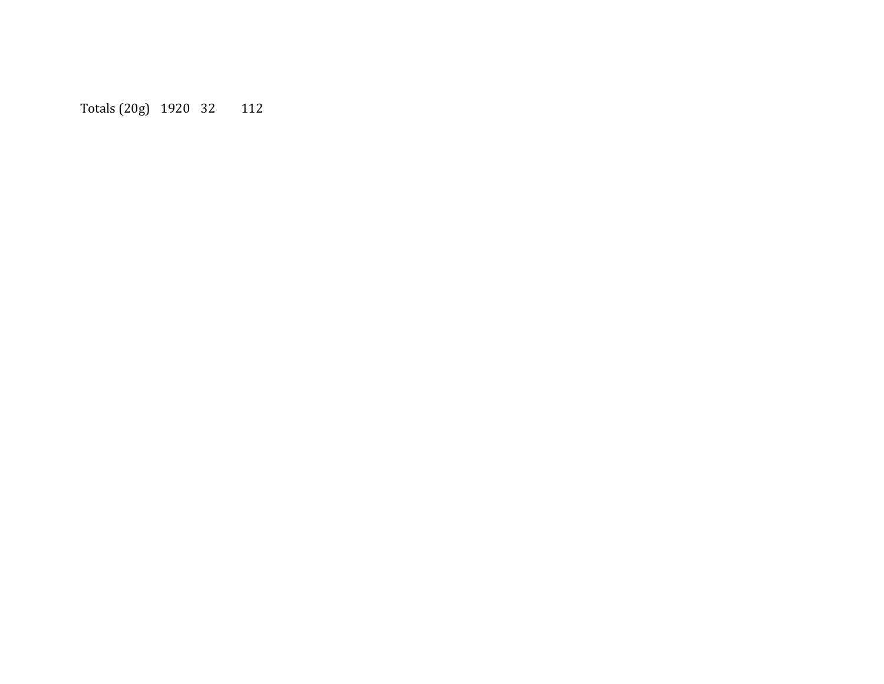| | | | |
|---|---|---|---|
| Totals (20g) | 1920 | 32 | 112 |